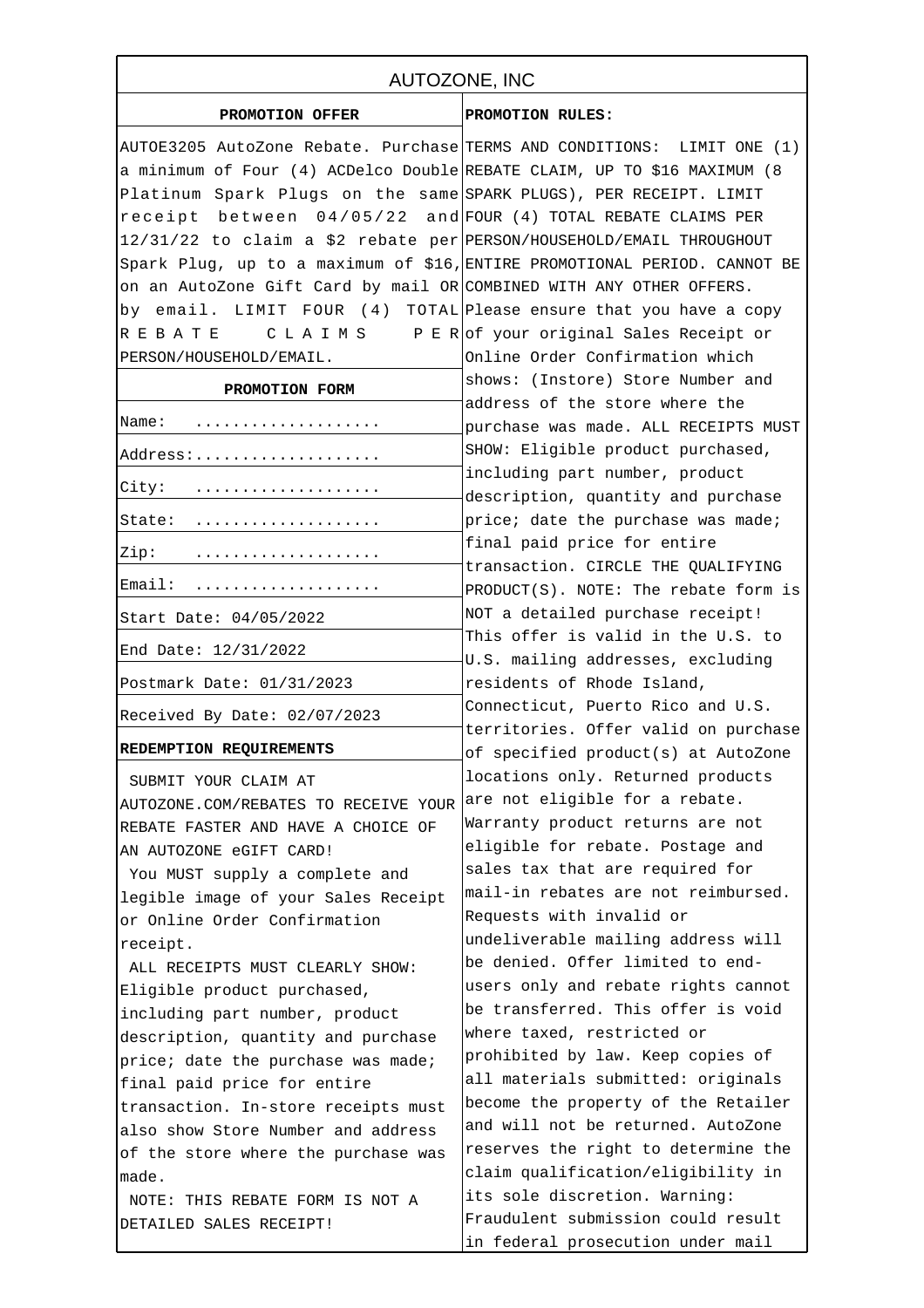# AUTOZONE, INC

## PROMOTION OFFER

AUTOE3205 AutoZone Rebate. Purchase a minimum of Four (4) ACDelco Double Platinum Spark Plugs on the same receipt between 04/05/22 and 12/31/22 to claim a $2 rebate per Spark Plug, up to a maximum of $16, on an AutoZone Gift Card by mail OR by email. LIMIT FOUR (4) TOTAL REBATE CLAIMS PER PERSON/HOUSEHOLD/EMAIL.

## PROMOTION FORM

| | |
|---|---|
| Name: | .................... |
| Address: | .................... |
| City: | .................... |
| State: | .................... |
| Zip: | .................... |
| Email: | .................... |

Start Date: 04/05/2022

End Date: 12/31/2022

Postmark Date: 01/31/2023

Received By Date: 02/07/2023

## REDEMPTION REQUIREMENTS

SUBMIT YOUR CLAIM AT AUTOZONE.COM/REBATES TO RECEIVE YOUR REBATE FASTER AND HAVE A CHOICE OF AN AUTOZONE eGIFT CARD!

You MUST supply a complete and legible image of your Sales Receipt or Online Order Confirmation receipt.

ALL RECEIPTS MUST CLEARLY SHOW: Eligible product purchased, including part number, product description, quantity and purchase price; date the purchase was made; final paid price for entire transaction. In-store receipts must also show Store Number and address of the store where the purchase was made.

NOTE: THIS REBATE FORM IS NOT A DETAILED SALES RECEIPT!

## PROMOTION RULES:

TERMS AND CONDITIONS: LIMIT ONE (1) REBATE CLAIM, UP TO $16 MAXIMUM (8 SPARK PLUGS), PER RECEIPT. LIMIT FOUR (4) TOTAL REBATE CLAIMS PER PERSON/HOUSEHOLD/EMAIL THROUGHOUT ENTIRE PROMOTIONAL PERIOD. CANNOT BE COMBINED WITH ANY OTHER OFFERS. Please ensure that you have a copy of your original Sales Receipt or Online Order Confirmation which shows: (Instore) Store Number and address of the store where the purchase was made. ALL RECEIPTS MUST SHOW: Eligible product purchased, including part number, product description, quantity and purchase price; date the purchase was made; final paid price for entire transaction. CIRCLE THE QUALIFYING PRODUCT(S). NOTE: The rebate form is NOT a detailed purchase receipt! This offer is valid in the U.S. to U.S. mailing addresses, excluding residents of Rhode Island, Connecticut, Puerto Rico and U.S. territories. Offer valid on purchase of specified product(s) at AutoZone locations only. Returned products are not eligible for a rebate. Warranty product returns are not eligible for rebate. Postage and sales tax that are required for mail-in rebates are not reimbursed. Requests with invalid or undeliverable mailing address will be denied. Offer limited to end-users only and rebate rights cannot be transferred. This offer is void where taxed, restricted or prohibited by law. Keep copies of all materials submitted: originals become the property of the Retailer and will not be returned. AutoZone reserves the right to determine the claim qualification/eligibility in its sole discretion. Warning: Fraudulent submission could result in federal prosecution under mail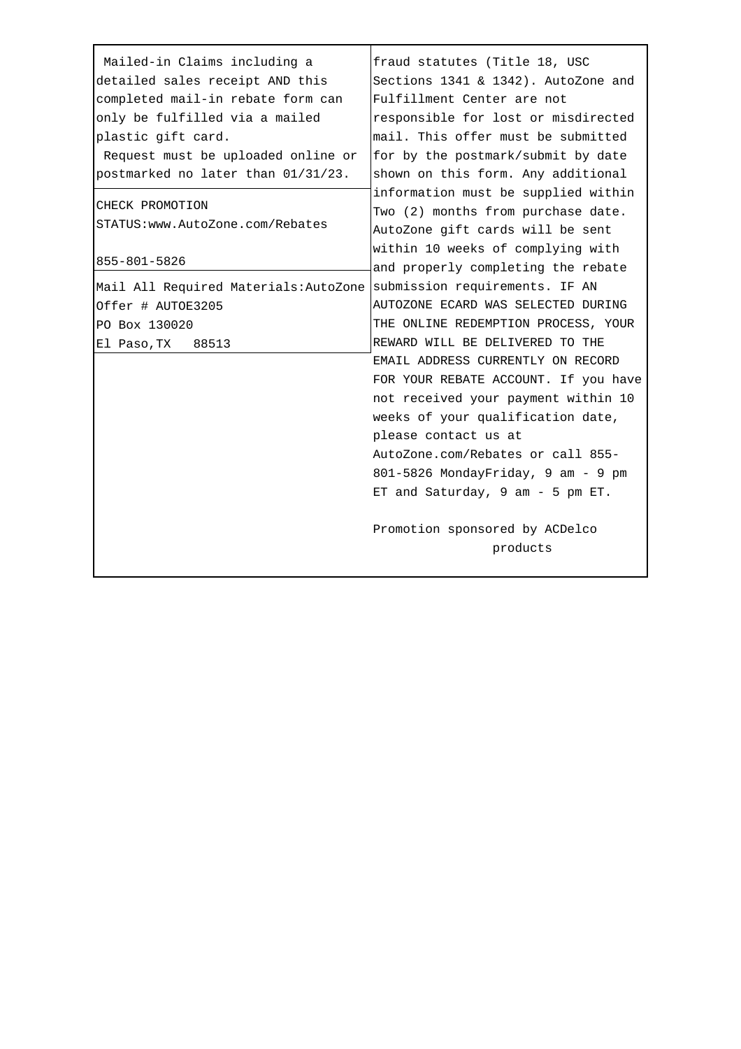Mailed-in Claims including a detailed sales receipt AND this completed mail-in rebate form can only be fulfilled via a mailed plastic gift card.

Request must be uploaded online or postmarked no later than 01/31/23.

CHECK PROMOTION STATUS:www.AutoZone.com/Rebates

855-801-5826

Mail All Required Materials:AutoZone
Offer # AUTOE3205
PO Box 130020
El Paso,TX 88513

fraud statutes (Title 18, USC Sections 1341 & 1342). AutoZone and Fulfillment Center are not responsible for lost or misdirected mail. This offer must be submitted for by the postmark/submit by date shown on this form. Any additional information must be supplied within Two (2) months from purchase date. AutoZone gift cards will be sent within 10 weeks of complying with and properly completing the rebate submission requirements. IF AN AUTOZONE ECARD WAS SELECTED DURING THE ONLINE REDEMPTION PROCESS, YOUR REWARD WILL BE DELIVERED TO THE EMAIL ADDRESS CURRENTLY ON RECORD FOR YOUR REBATE ACCOUNT. If you have not received your payment within 10 weeks of your qualification date, please contact us at AutoZone.com/Rebates or call 855-801-5826 MondayFriday, 9 am - 9 pm ET and Saturday, 9 am - 5 pm ET.

Promotion sponsored by ACDelco products